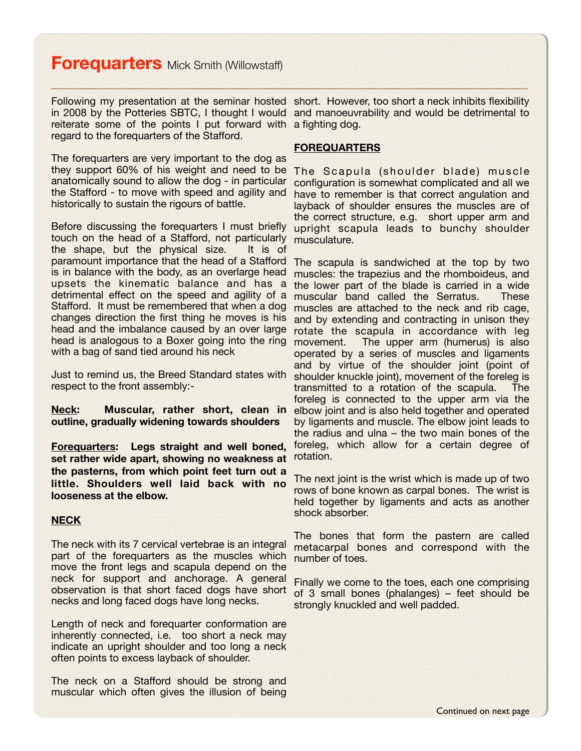# Forequarters Mick Smith (Willowstaff)

Following my presentation at the seminar hosted in 2008 by the Potteries SBTC, I thought I would reiterate some of the points I put forward with regard to the forequarters of the Stafford.

The forequarters are very important to the dog as they support 60% of his weight and need to be anatomically sound to allow the dog - in particular the Stafford - to move with speed and agility and historically to sustain the rigours of battle.

Before discussing the forequarters I must briefly touch on the head of a Stafford, not particularly the shape, but the physical size. It is of paramount importance that the head of a Stafford is in balance with the body, as an overlarge head upsets the kinematic balance and has a detrimental effect on the speed and agility of a Stafford. It must be remembered that when a dog changes direction the first thing he moves is his head and the imbalance caused by an over large head is analogous to a Boxer going into the ring with a bag of sand tied around his neck

Just to remind us, the Breed Standard states with respect to the front assembly:-

**Neck: Muscular, rather short, clean in outline, gradually widening towards shoulders**

**Forequarters: Legs straight and well boned, set rather wide apart, showing no weakness at the pasterns, from which point feet turn out a little. Shoulders well laid back with no looseness at the elbow.**

## NECK

The neck with its 7 cervical vertebrae is an integral part of the forequarters as the muscles which move the front legs and scapula depend on the neck for support and anchorage. A general observation is that short faced dogs have short necks and long faced dogs have long necks.

Length of neck and forequarter conformation are inherently connected, i.e. too short a neck may indicate an upright shoulder and too long a neck often points to excess layback of shoulder.

The neck on a Stafford should be strong and muscular which often gives the illusion of being short. However, too short a neck inhibits flexibility and manoeuvrability and would be detrimental to a fighting dog.

## FOREQUARTERS

The Scapula (shoulder blade) muscle configuration is somewhat complicated and all we have to remember is that correct angulation and layback of shoulder ensures the muscles are of the correct structure, e.g. short upper arm and upright scapula leads to bunchy shoulder musculature.

The scapula is sandwiched at the top by two muscles: the trapezius and the rhomboideus, and the lower part of the blade is carried in a wide muscular band called the Serratus. These muscles are attached to the neck and rib cage, and by extending and contracting in unison they rotate the scapula in accordance with leg movement. The upper arm (humerus) is also operated by a series of muscles and ligaments and by virtue of the shoulder joint (point of shoulder knuckle joint), movement of the foreleg is transmitted to a rotation of the scapula. The foreleg is connected to the upper arm via the elbow joint and is also held together and operated by ligaments and muscle. The elbow joint leads to the radius and ulna – the two main bones of the foreleg, which allow for a certain degree of rotation.

The next joint is the wrist which is made up of two rows of bone known as carpal bones. The wrist is held together by ligaments and acts as another shock absorber.

The bones that form the pastern are called metacarpal bones and correspond with the number of toes.

Finally we come to the toes, each one comprising of 3 small bones (phalanges) – feet should be strongly knuckled and well padded.

Continued on next page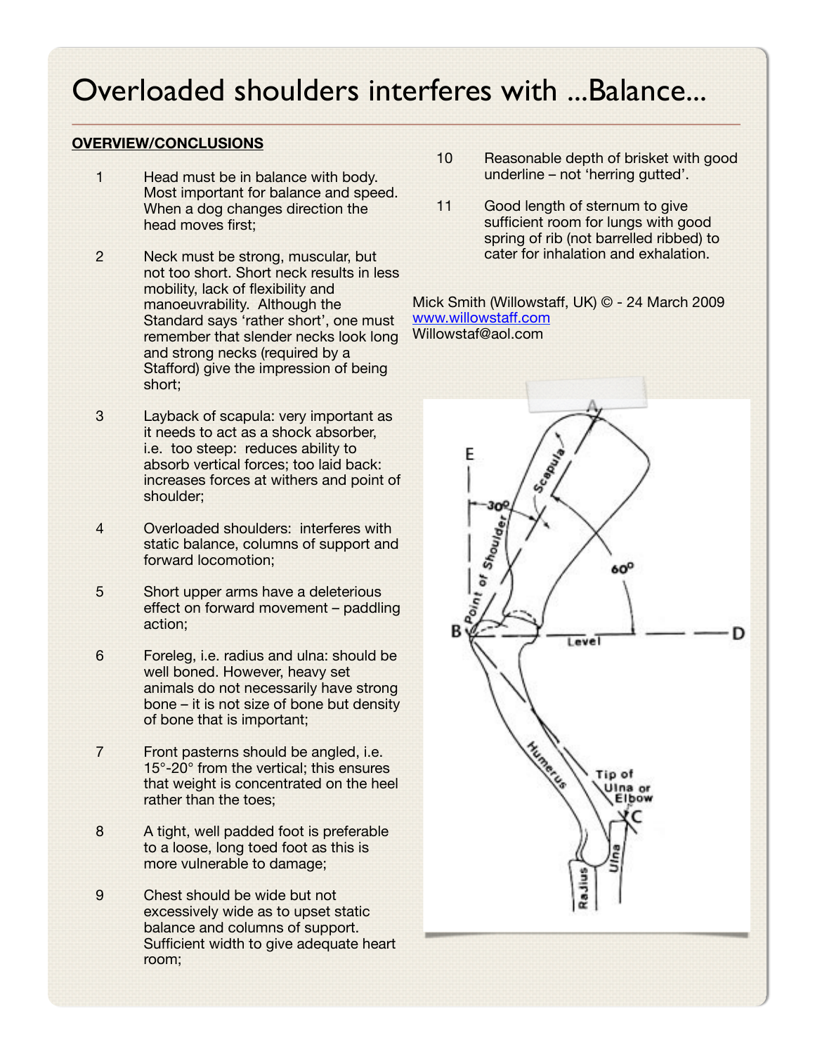# Overloaded shoulders interferes with ...Balance...

**OVERVIEW/CONCLUSIONS**

1. Head must be in balance with body. Most important for balance and speed. When a dog changes direction the head moves first;

2. Neck must be strong, muscular, but not too short. Short neck results in less mobility, lack of flexibility and manoeuvrability. Although the Standard says 'rather short', one must remember that slender necks look long and strong necks (required by a Stafford) give the impression of being short;

3. Layback of scapula: very important as it needs to act as a shock absorber, i.e. too steep: reduces ability to absorb vertical forces; too laid back: increases forces at withers and point of shoulder;

4. Overloaded shoulders: interferes with static balance, columns of support and forward locomotion;

5. Short upper arms have a deleterious effect on forward movement – paddling action;

6. Foreleg, i.e. radius and ulna: should be well boned. However, heavy set animals do not necessarily have strong bone – it is not size of bone but density of bone that is important;

7. Front pasterns should be angled, i.e. 15°-20° from the vertical; this ensures that weight is concentrated on the heel rather than the toes;

8. A tight, well padded foot is preferable to a loose, long toed foot as this is more vulnerable to damage;

9. Chest should be wide but not excessively wide as to upset static balance and columns of support. Sufficient width to give adequate heart room;

10. Reasonable depth of brisket with good underline – not 'herring gutted'.

11. Good length of sternum to give sufficient room for lungs with good spring of rib (not barrelled ribbed) to cater for inhalation and exhalation.

Mick Smith (Willowstaff, UK) © - 24 March 2009
[www.willowstaff.com](http://www.willowstaff.com)
Willowstaf@aol.com

A
E
Scapula
30°
Point of Shoulder
60°
B
Level
D
Humerus
Tip of Ulna or Elbow
C
Radius
Ulna